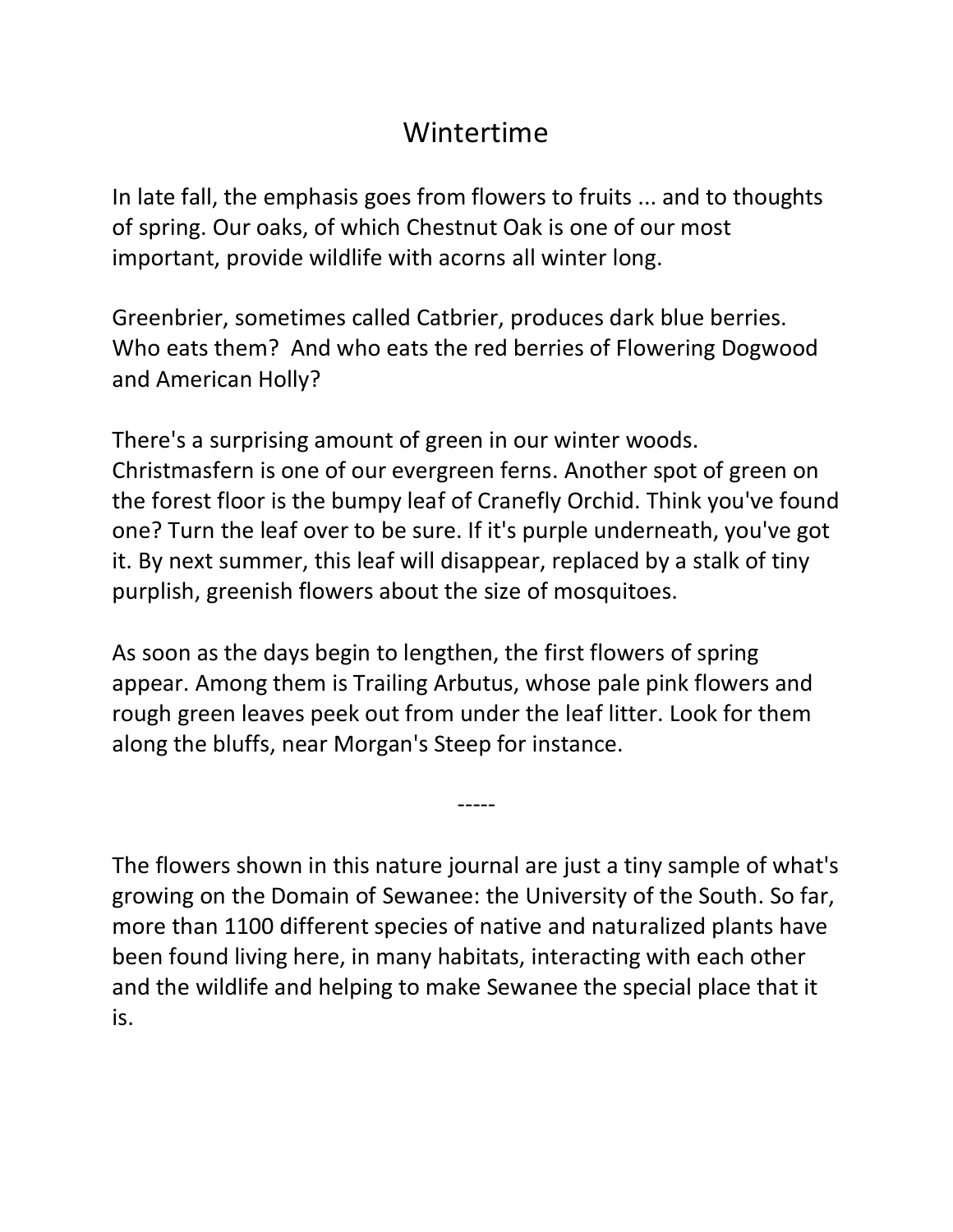# Wintertime

In late fall, the emphasis goes from flowers to fruits ... and to thoughts of spring. Our oaks, of which Chestnut Oak is one of our most important, provide wildlife with acorns all winter long.

Greenbrier, sometimes called Catbrier, produces dark blue berries. Who eats them? And who eats the red berries of Flowering Dogwood and American Holly?

There's a surprising amount of green in our winter woods. Christmasfern is one of our evergreen ferns. Another spot of green on the forest floor is the bumpy leaf of Cranefly Orchid. Think you've found one? Turn the leaf over to be sure. If it's purple underneath, you've got it. By next summer, this leaf will disappear, replaced by a stalk of tiny purplish, greenish flowers about the size of mosquitoes.

As soon as the days begin to lengthen, the first flowers of spring appear. Among them is Trailing Arbutus, whose pale pink flowers and rough green leaves peek out from under the leaf litter. Look for them along the bluffs, near Morgan's Steep for instance.

-----

The flowers shown in this nature journal are just a tiny sample of what's growing on the Domain of Sewanee: the University of the South. So far, more than 1100 different species of native and naturalized plants have been found living here, in many habitats, interacting with each other and the wildlife and helping to make Sewanee the special place that it is.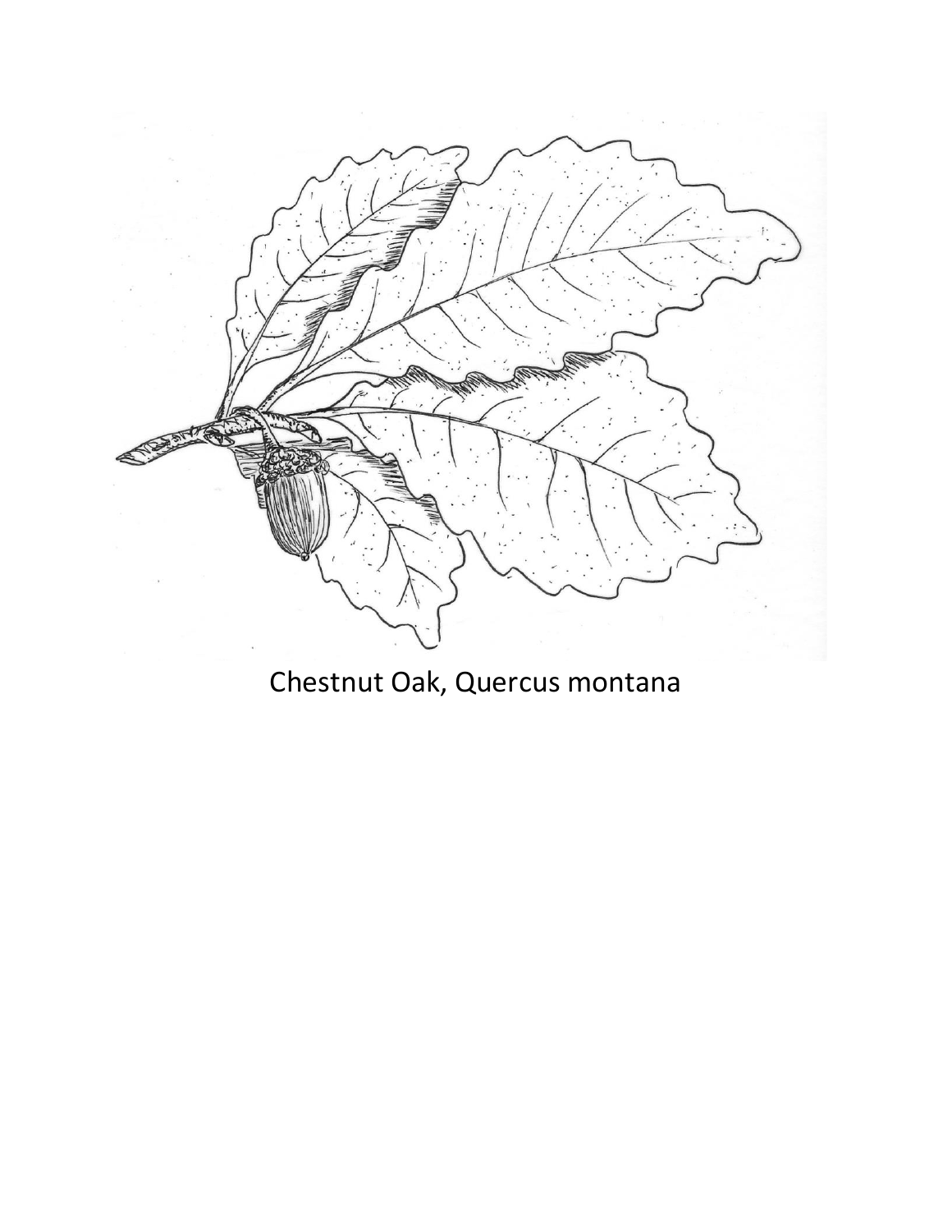Chestnut Oak, Quercus montana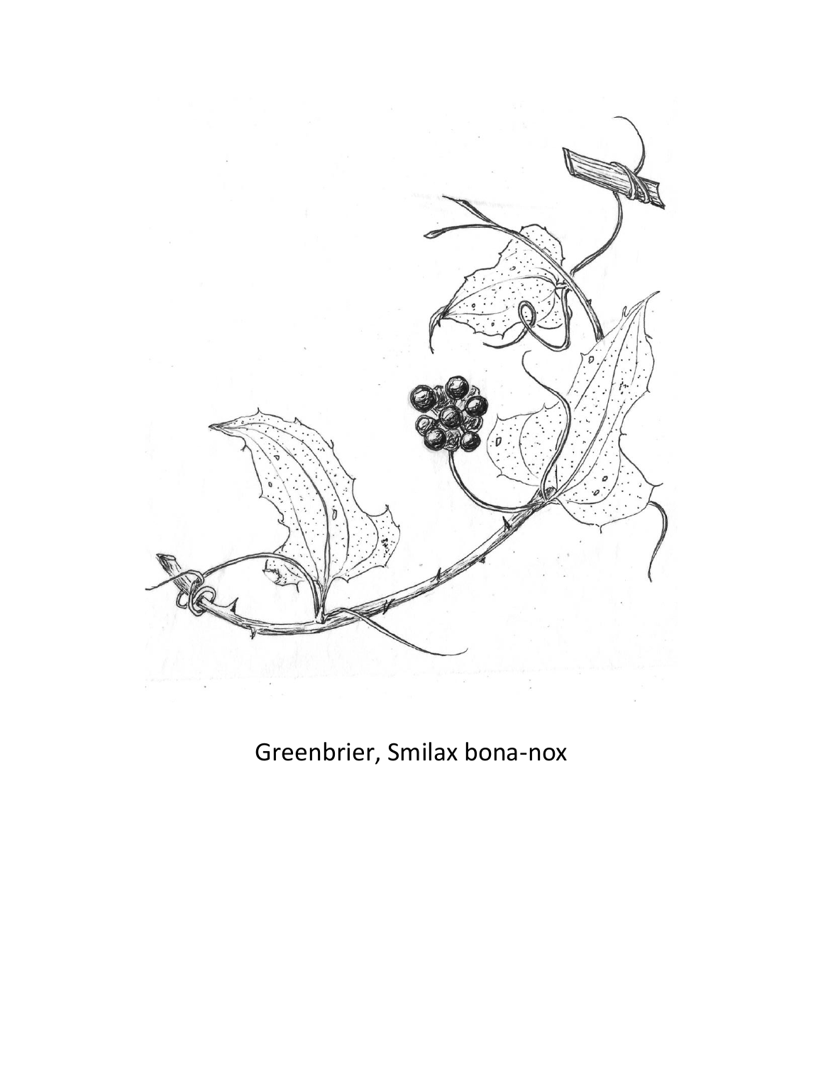Greenbrier, Smilax bona-nox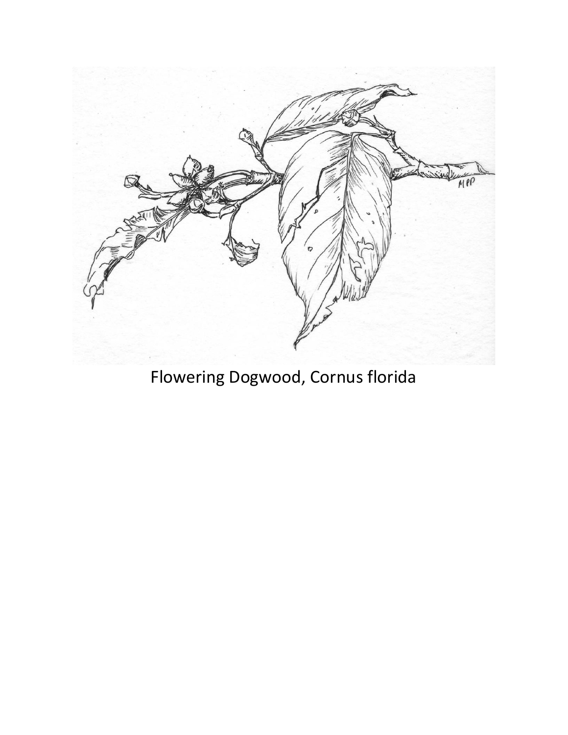Flowering Dogwood, Cornus florida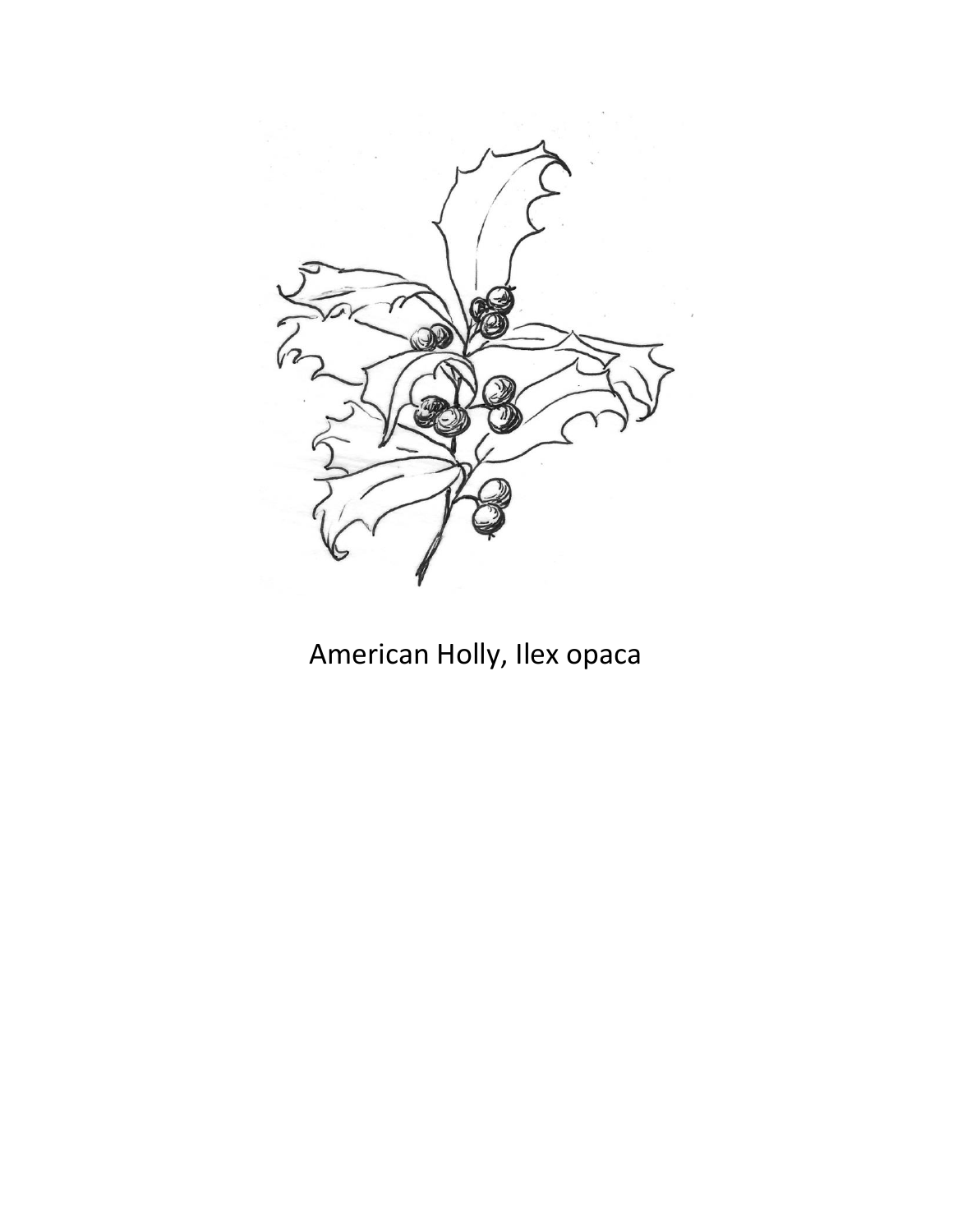American Holly, Ilex opaca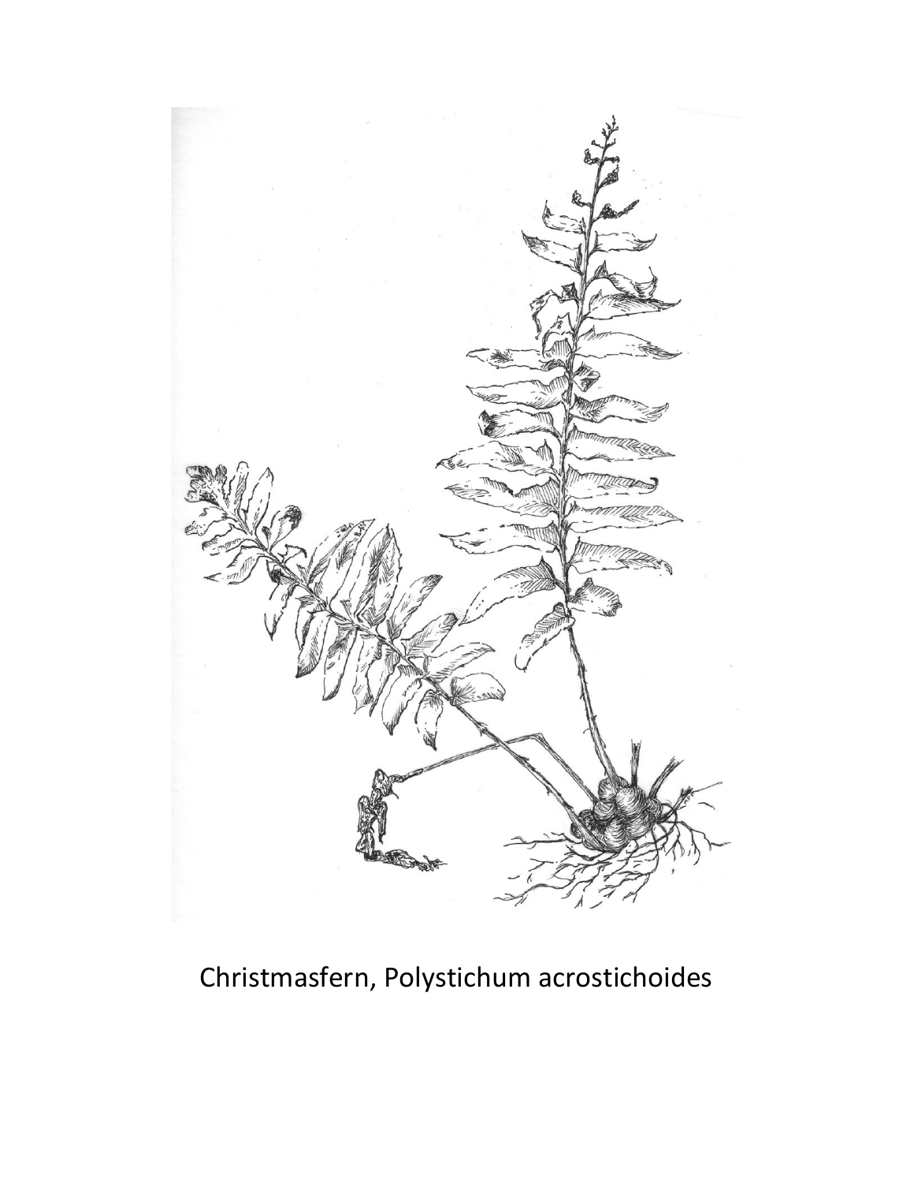Christmasfern, Polystichum acrostichoides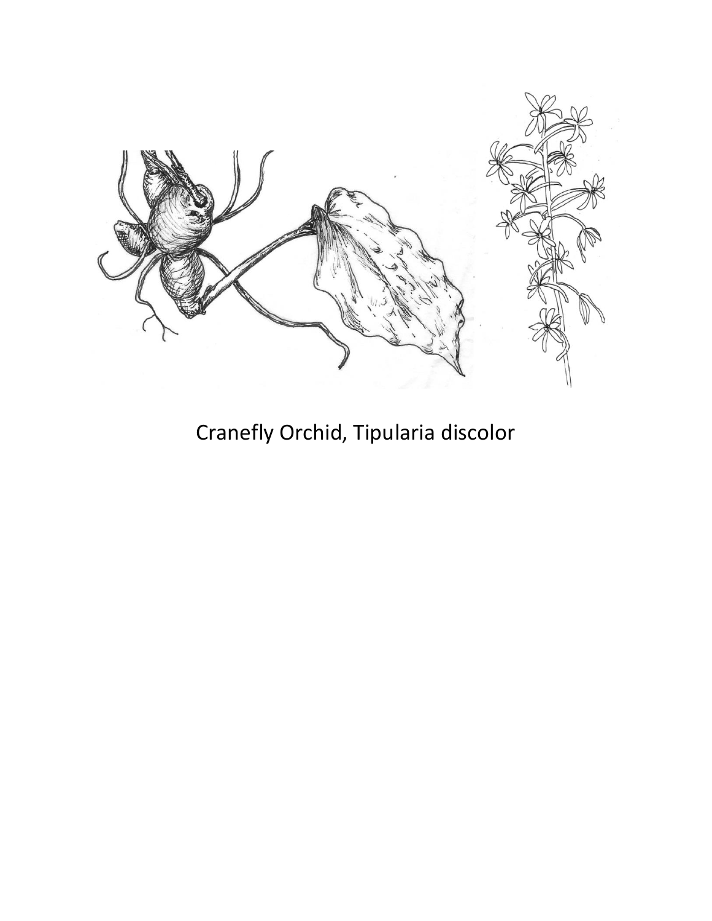Cranefly Orchid, Tipularia discolor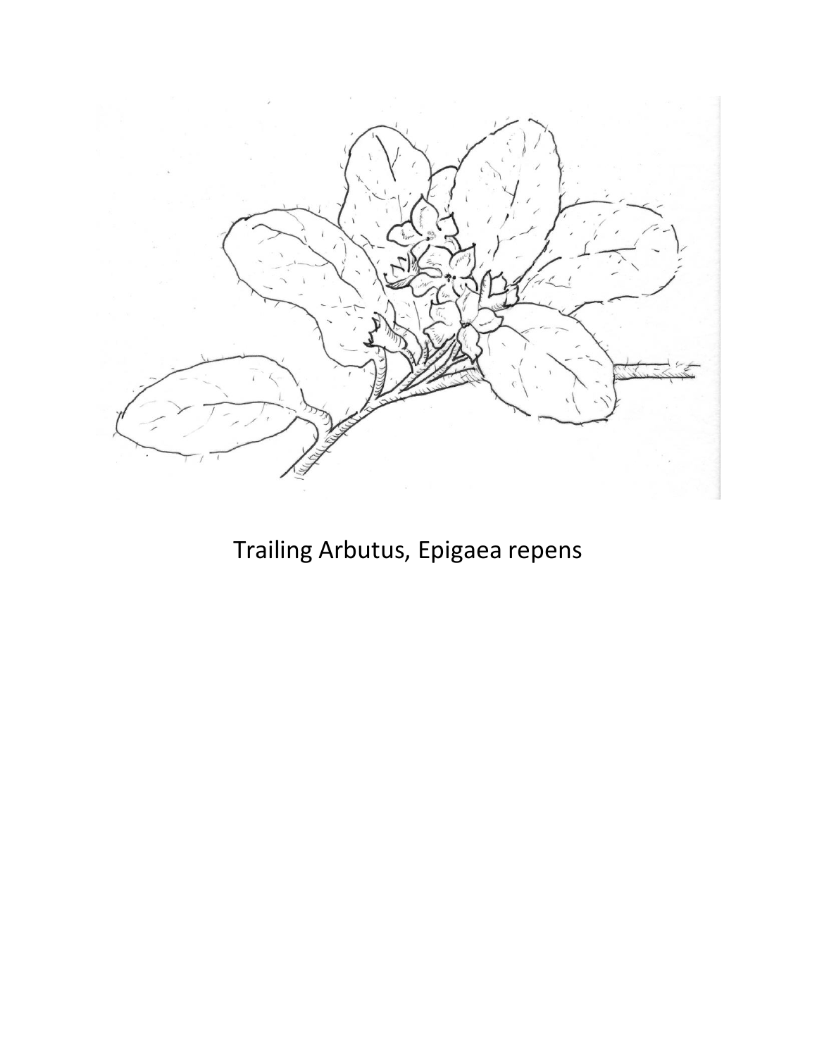Trailing Arbutus, Epigaea repens